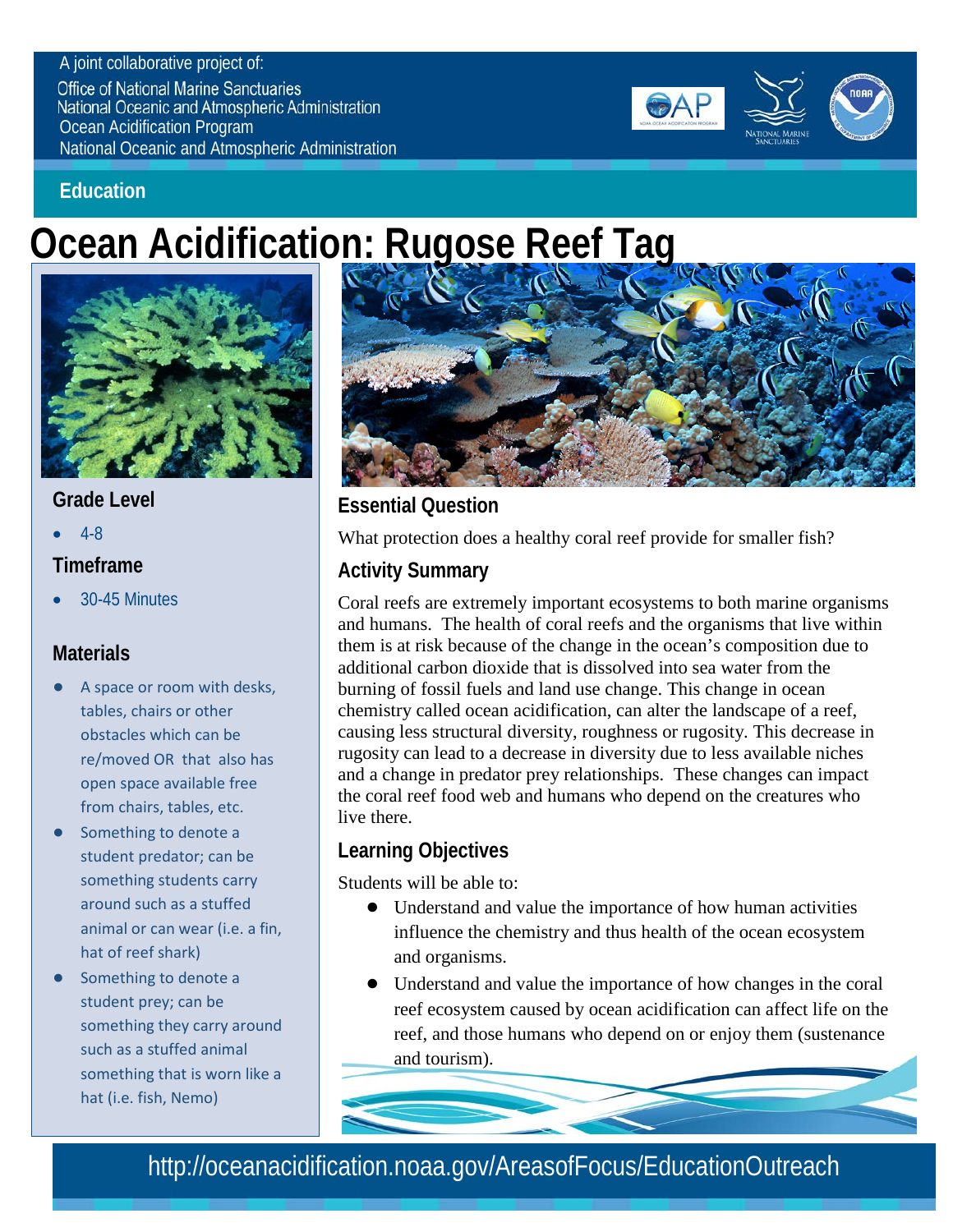A joint collaborative project of:
Office of National Marine Sanctuaries
National Oceanic and Atmospheric Administration
Ocean Acidification Program
National Oceanic and Atmospheric Administration

**Education**

# Ocean Acidification: Rugose Reef Tag

### Grade Level

- 4-8

### Timeframe

- 30-45 Minutes

### Materials

- A space or room with desks, tables, chairs or other obstacles which can be re/moved OR that also has open space available free from chairs, tables, etc.
- Something to denote a student predator; can be something students carry around such as a stuffed animal or can wear (i.e. a fin, hat of reef shark)
- Something to denote a student prey; can be something they carry around such as a stuffed animal something that is worn like a hat (i.e. fish, Nemo)

### Essential Question

What protection does a healthy coral reef provide for smaller fish?

### Activity Summary

Coral reefs are extremely important ecosystems to both marine organisms and humans. The health of coral reefs and the organisms that live within them is at risk because of the change in the ocean's composition due to additional carbon dioxide that is dissolved into sea water from the burning of fossil fuels and land use change. This change in ocean chemistry called ocean acidification, can alter the landscape of a reef, causing less structural diversity, roughness or rugosity. This decrease in rugosity can lead to a decrease in diversity due to less available niches and a change in predator prey relationships. These changes can impact the coral reef food web and humans who depend on the creatures who live there.

### Learning Objectives

Students will be able to:

- Understand and value the importance of how human activities influence the chemistry and thus health of the ocean ecosystem and organisms.
- Understand and value the importance of how changes in the coral reef ecosystem caused by ocean acidification can affect life on the reef, and those humans who depend on or enjoy them (sustenance and tourism).

http://oceanacidification.noaa.gov/AreasofFocus/EducationOutreach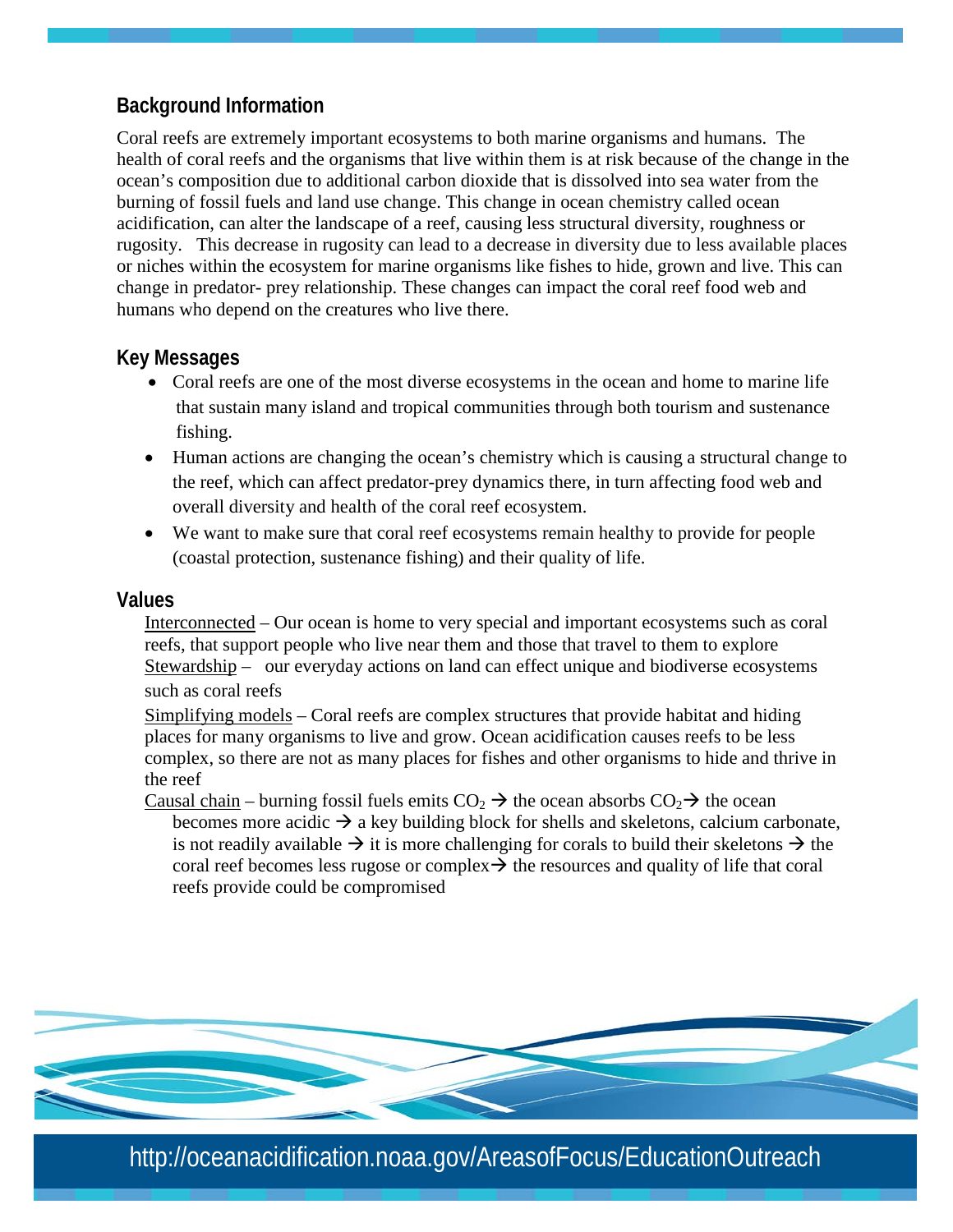## Background Information

Coral reefs are extremely important ecosystems to both marine organisms and humans. The health of coral reefs and the organisms that live within them is at risk because of the change in the ocean's composition due to additional carbon dioxide that is dissolved into sea water from the burning of fossil fuels and land use change. This change in ocean chemistry called ocean acidification, can alter the landscape of a reef, causing less structural diversity, roughness or rugosity. This decrease in rugosity can lead to a decrease in diversity due to less available places or niches within the ecosystem for marine organisms like fishes to hide, grown and live. This can change in predator- prey relationship. These changes can impact the coral reef food web and humans who depend on the creatures who live there.

## Key Messages

- Coral reefs are one of the most diverse ecosystems in the ocean and home to marine life that sustain many island and tropical communities through both tourism and sustenance fishing.
- Human actions are changing the ocean's chemistry which is causing a structural change to the reef, which can affect predator-prey dynamics there, in turn affecting food web and overall diversity and health of the coral reef ecosystem.
- We want to make sure that coral reef ecosystems remain healthy to provide for people (coastal protection, sustenance fishing) and their quality of life.

## Values

Interconnected – Our ocean is home to very special and important ecosystems such as coral reefs, that support people who live near them and those that travel to them to explore

Stewardship – our everyday actions on land can effect unique and biodiverse ecosystems such as coral reefs

Simplifying models – Coral reefs are complex structures that provide habitat and hiding places for many organisms to live and grow. Ocean acidification causes reefs to be less complex, so there are not as many places for fishes and other organisms to hide and thrive in the reef

Causal chain – burning fossil fuels emits $CO_2$ → the ocean absorbs $CO_2$ → the ocean becomes more acidic → a key building block for shells and skeletons, calcium carbonate, is not readily available → it is more challenging for corals to build their skeletons → the coral reef becomes less rugose or complex → the resources and quality of life that coral reefs provide could be compromised

http://oceanacidification.noaa.gov/AreasofFocus/EducationOutreach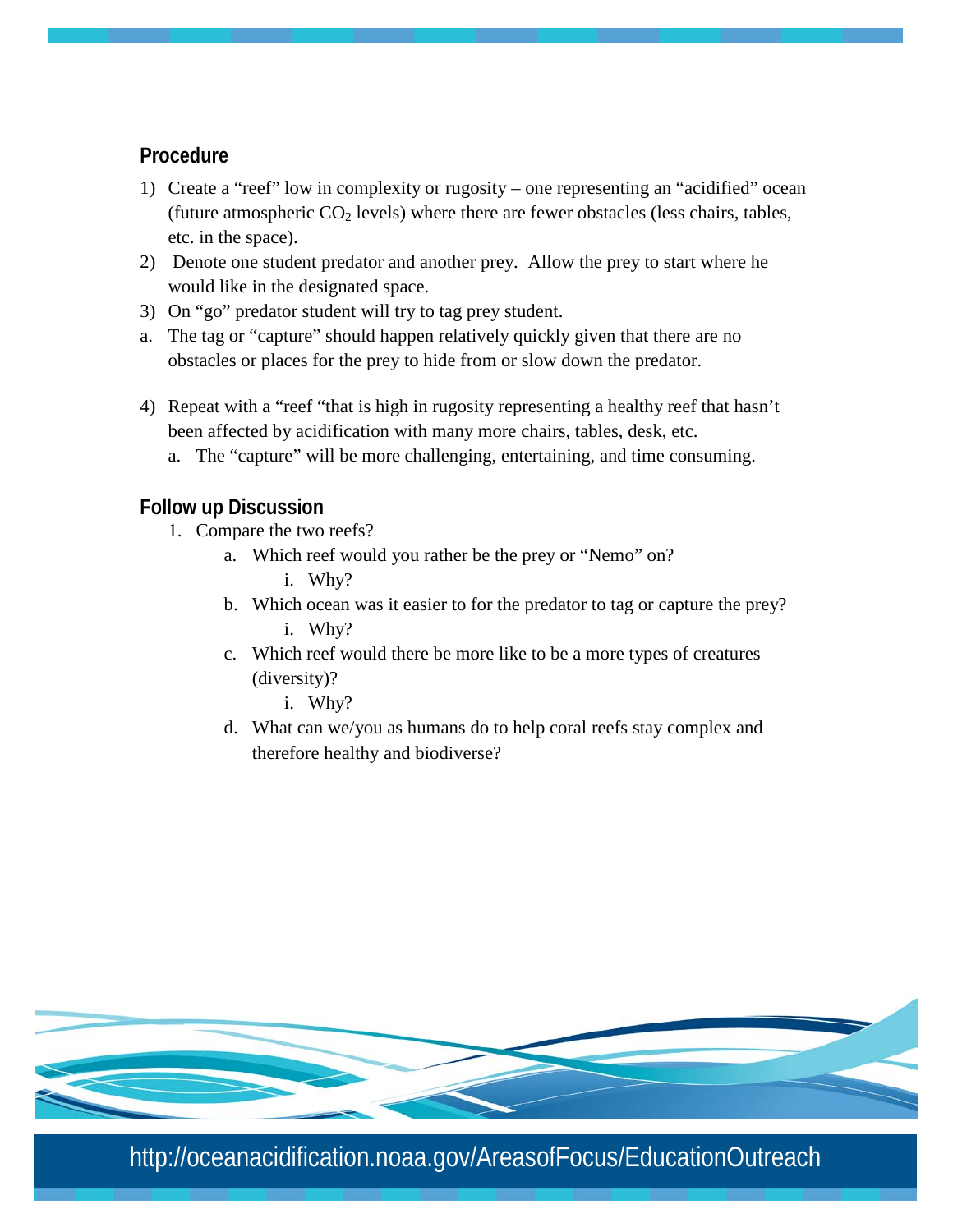## Procedure

1) Create a "reef" low in complexity or rugosity – one representing an "acidified" ocean (future atmospheric $CO_2$ levels) where there are fewer obstacles (less chairs, tables, etc. in the space).
2) Denote one student predator and another prey. Allow the prey to start where he would like in the designated space.
3) On "go" predator student will try to tag prey student.
   a. The tag or "capture" should happen relatively quickly given that there are no obstacles or places for the prey to hide from or slow down the predator.
4) Repeat with a "reef "that is high in rugosity representing a healthy reef that hasn't been affected by acidification with many more chairs, tables, desk, etc.
   a. The "capture" will be more challenging, entertaining, and time consuming.

## Follow up Discussion

1. Compare the two reefs?
   a. Which reef would you rather be the prey or "Nemo" on?
      i. Why?
   b. Which ocean was it easier to for the predator to tag or capture the prey?
      i. Why?
   c. Which reef would there be more like to be a more types of creatures (diversity)?
      i. Why?
   d. What can we/you as humans do to help coral reefs stay complex and therefore healthy and biodiverse?

http://oceanacidification.noaa.gov/AreasofFocus/EducationOutreach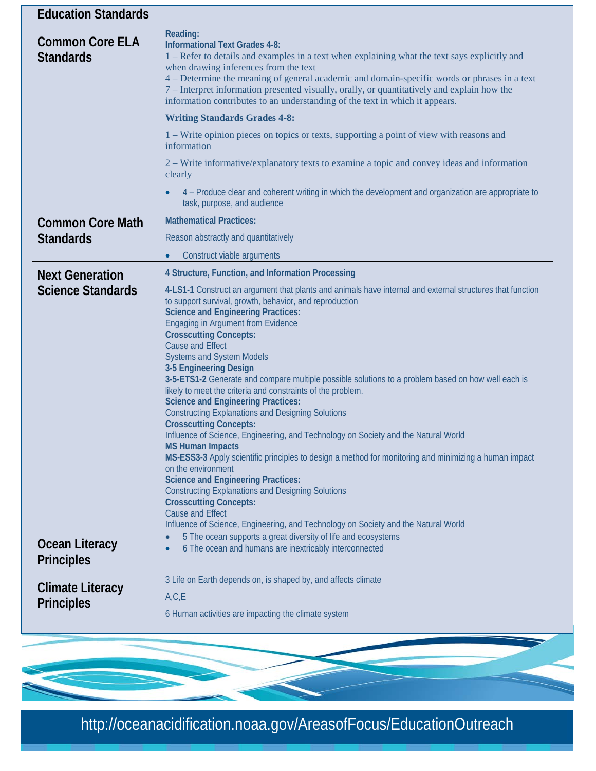## Education Standards

| | |
|---|---|
| **Common Core ELA Standards** | **Reading:**<br>**Informational Text Grades 4-8:**<br>1 – Refer to details and examples in a text when explaining what the text says explicitly and when drawing inferences from the text<br>4 – Determine the meaning of general academic and domain-specific words or phrases in a text<br>7 – Interpret information presented visually, orally, or quantitatively and explain how the information contributes to an understanding of the text in which it appears.<br>**Writing Standards Grades 4-8:**<br>1 – Write opinion pieces on topics or texts, supporting a point of view with reasons and information<br>2 – Write informative/explanatory texts to examine a topic and convey ideas and information clearly<br>• 4 – Produce clear and coherent writing in which the development and organization are appropriate to task, purpose, and audience |
| **Common Core Math Standards** | **Mathematical Practices:**<br>Reason abstractly and quantitatively<br>• Construct viable arguments |
| **Next Generation Science Standards** | **4 Structure, Function, and Information Processing**<br>**4-LS1-1** Construct an argument that plants and animals have internal and external structures that function to support survival, growth, behavior, and reproduction<br>**Science and Engineering Practices:**<br>Engaging in Argument from Evidence<br>**Crosscutting Concepts:**<br>Cause and Effect<br>Systems and System Models<br>**3-5 Engineering Design**<br>**3-5-ETS1-2** Generate and compare multiple possible solutions to a problem based on how well each is likely to meet the criteria and constraints of the problem.<br>**Science and Engineering Practices:**<br>Constructing Explanations and Designing Solutions<br>**Crosscutting Concepts:**<br>Influence of Science, Engineering, and Technology on Society and the Natural World<br>**MS Human Impacts**<br>**MS-ESS3-3** Apply scientific principles to design a method for monitoring and minimizing a human impact on the environment<br>**Science and Engineering Practices:**<br>Constructing Explanations and Designing Solutions<br>**Crosscutting Concepts:**<br>Cause and Effect<br>Influence of Science, Engineering, and Technology on Society and the Natural World |
| **Ocean Literacy Principles** | • 5 The ocean supports a great diversity of life and ecosystems<br>• 6 The ocean and humans are inextricably interconnected |
| **Climate Literacy Principles** | 3 Life on Earth depends on, is shaped by, and affects climate<br>A,C,E<br>6 Human activities are impacting the climate system |

http://oceanacidification.noaa.gov/AreasofFocus/EducationOutreach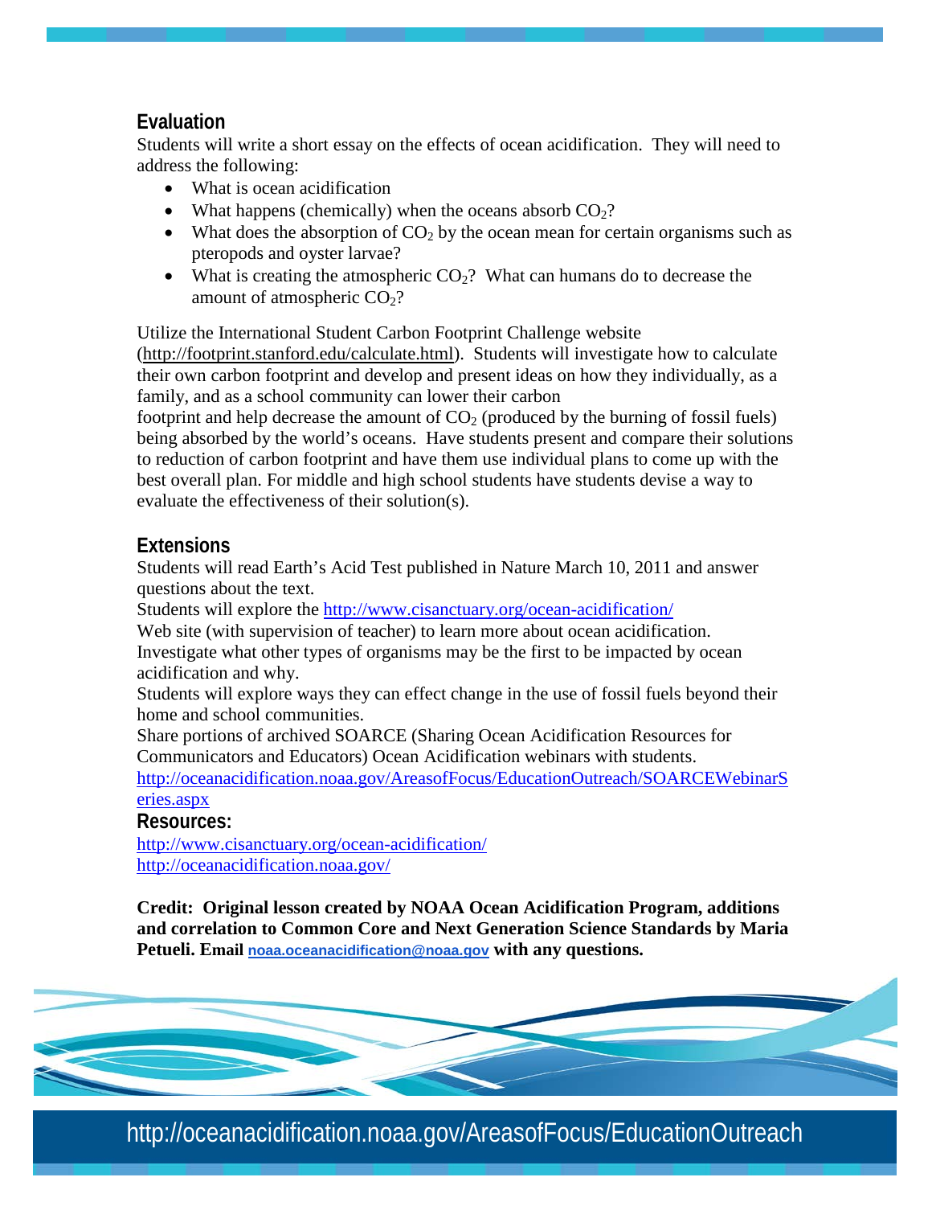## Evaluation

Students will write a short essay on the effects of ocean acidification. They will need to address the following:

- What is ocean acidification
- What happens (chemically) when the oceans absorb $CO_2$?
- What does the absorption of $CO_2$ by the ocean mean for certain organisms such as pteropods and oyster larvae?
- What is creating the atmospheric $CO_2$? What can humans do to decrease the amount of atmospheric $CO_2$?

Utilize the International Student Carbon Footprint Challenge website (http://footprint.stanford.edu/calculate.html). Students will investigate how to calculate their own carbon footprint and develop and present ideas on how they individually, as a family, and as a school community can lower their carbon footprint and help decrease the amount of $CO_2$ (produced by the burning of fossil fuels) being absorbed by the world's oceans. Have students present and compare their solutions to reduction of carbon footprint and have them use individual plans to come up with the best overall plan. For middle and high school students have students devise a way to evaluate the effectiveness of their solution(s).

## Extensions

Students will read Earth's Acid Test published in Nature March 10, 2011 and answer questions about the text.

Students will explore the http://www.cisanctuary.org/ocean-acidification/ Web site (with supervision of teacher) to learn more about ocean acidification.

Investigate what other types of organisms may be the first to be impacted by ocean acidification and why.

Students will explore ways they can effect change in the use of fossil fuels beyond their home and school communities.

Share portions of archived SOARCE (Sharing Ocean Acidification Resources for Communicators and Educators) Ocean Acidification webinars with students.
http://oceanacidification.noaa.gov/AreasofFocus/EducationOutreach/SOARCEWebinarSeries.aspx

## Resources:

http://www.cisanctuary.org/ocean-acidification/
http://oceanacidification.noaa.gov/

**Credit: Original lesson created by NOAA Ocean Acidification Program, additions and correlation to Common Core and Next Generation Science Standards by Maria Petueli. Email noaa.oceanacidification@noaa.gov with any questions.**